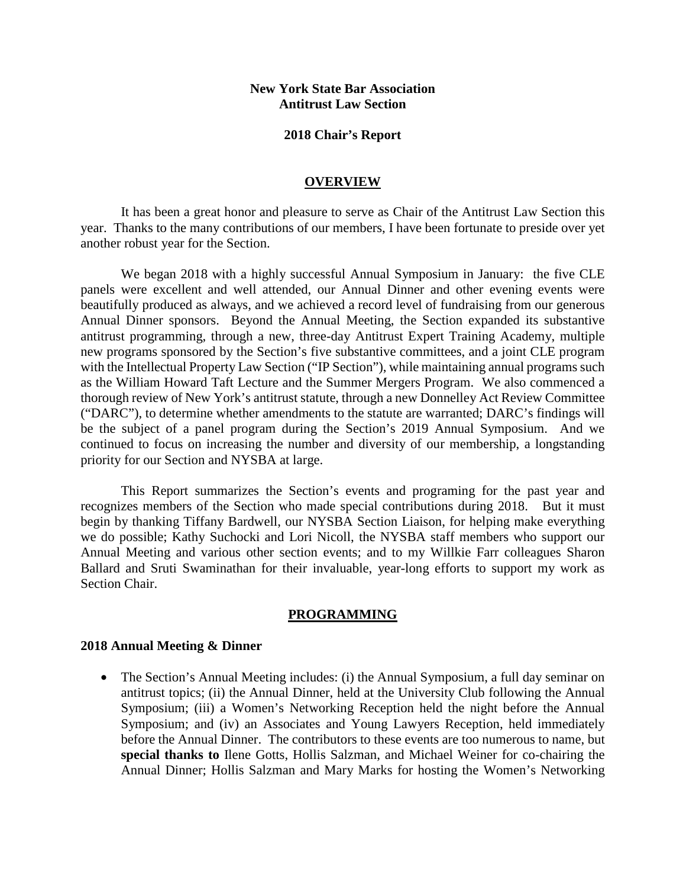**New York State Bar Association**
**Antitrust Law Section**

**2018 Chair's Report**

## OVERVIEW

It has been a great honor and pleasure to serve as Chair of the Antitrust Law Section this year. Thanks to the many contributions of our members, I have been fortunate to preside over yet another robust year for the Section.

We began 2018 with a highly successful Annual Symposium in January: the five CLE panels were excellent and well attended, our Annual Dinner and other evening events were beautifully produced as always, and we achieved a record level of fundraising from our generous Annual Dinner sponsors. Beyond the Annual Meeting, the Section expanded its substantive antitrust programming, through a new, three-day Antitrust Expert Training Academy, multiple new programs sponsored by the Section's five substantive committees, and a joint CLE program with the Intellectual Property Law Section ("IP Section"), while maintaining annual programs such as the William Howard Taft Lecture and the Summer Mergers Program. We also commenced a thorough review of New York's antitrust statute, through a new Donnelley Act Review Committee ("DARC"), to determine whether amendments to the statute are warranted; DARC's findings will be the subject of a panel program during the Section's 2019 Annual Symposium. And we continued to focus on increasing the number and diversity of our membership, a longstanding priority for our Section and NYSBA at large.

This Report summarizes the Section's events and programing for the past year and recognizes members of the Section who made special contributions during 2018. But it must begin by thanking Tiffany Bardwell, our NYSBA Section Liaison, for helping make everything we do possible; Kathy Suchocki and Lori Nicoll, the NYSBA staff members who support our Annual Meeting and various other section events; and to my Willkie Farr colleagues Sharon Ballard and Sruti Swaminathan for their invaluable, year-long efforts to support my work as Section Chair.

## PROGRAMMING

### 2018 Annual Meeting & Dinner

- The Section's Annual Meeting includes: (i) the Annual Symposium, a full day seminar on antitrust topics; (ii) the Annual Dinner, held at the University Club following the Annual Symposium; (iii) a Women's Networking Reception held the night before the Annual Symposium; and (iv) an Associates and Young Lawyers Reception, held immediately before the Annual Dinner. The contributors to these events are too numerous to name, but **special thanks to** Ilene Gotts, Hollis Salzman, and Michael Weiner for co-chairing the Annual Dinner; Hollis Salzman and Mary Marks for hosting the Women's Networking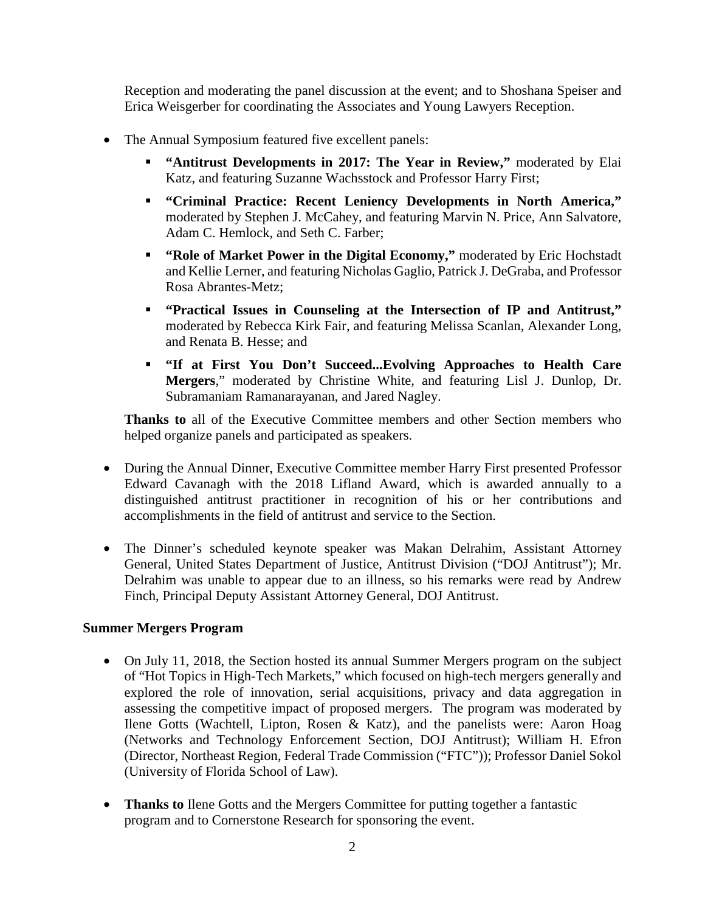Reception and moderating the panel discussion at the event; and to Shoshana Speiser and Erica Weisgerber for coordinating the Associates and Young Lawyers Reception.

- The Annual Symposium featured five excellent panels:
  - **"Antitrust Developments in 2017: The Year in Review,"** moderated by Elai Katz, and featuring Suzanne Wachsstock and Professor Harry First;
  - **"Criminal Practice: Recent Leniency Developments in North America,"** moderated by Stephen J. McCahey, and featuring Marvin N. Price, Ann Salvatore, Adam C. Hemlock, and Seth C. Farber;
  - **"Role of Market Power in the Digital Economy,"** moderated by Eric Hochstadt and Kellie Lerner, and featuring Nicholas Gaglio, Patrick J. DeGraba, and Professor Rosa Abrantes-Metz;
  - **"Practical Issues in Counseling at the Intersection of IP and Antitrust,"** moderated by Rebecca Kirk Fair, and featuring Melissa Scanlan, Alexander Long, and Renata B. Hesse; and
  - **"If at First You Don't Succeed...Evolving Approaches to Health Care Mergers**," moderated by Christine White, and featuring Lisl J. Dunlop, Dr. Subramaniam Ramanarayanan, and Jared Nagley.

  **Thanks to** all of the Executive Committee members and other Section members who helped organize panels and participated as speakers.

- During the Annual Dinner, Executive Committee member Harry First presented Professor Edward Cavanagh with the 2018 Lifland Award, which is awarded annually to a distinguished antitrust practitioner in recognition of his or her contributions and accomplishments in the field of antitrust and service to the Section.

- The Dinner's scheduled keynote speaker was Makan Delrahim, Assistant Attorney General, United States Department of Justice, Antitrust Division ("DOJ Antitrust"); Mr. Delrahim was unable to appear due to an illness, so his remarks were read by Andrew Finch, Principal Deputy Assistant Attorney General, DOJ Antitrust.

**Summer Mergers Program**

- On July 11, 2018, the Section hosted its annual Summer Mergers program on the subject of "Hot Topics in High-Tech Markets," which focused on high-tech mergers generally and explored the role of innovation, serial acquisitions, privacy and data aggregation in assessing the competitive impact of proposed mergers. The program was moderated by Ilene Gotts (Wachtell, Lipton, Rosen & Katz), and the panelists were: Aaron Hoag (Networks and Technology Enforcement Section, DOJ Antitrust); William H. Efron (Director, Northeast Region, Federal Trade Commission ("FTC")); Professor Daniel Sokol (University of Florida School of Law).

- **Thanks to** Ilene Gotts and the Mergers Committee for putting together a fantastic program and to Cornerstone Research for sponsoring the event.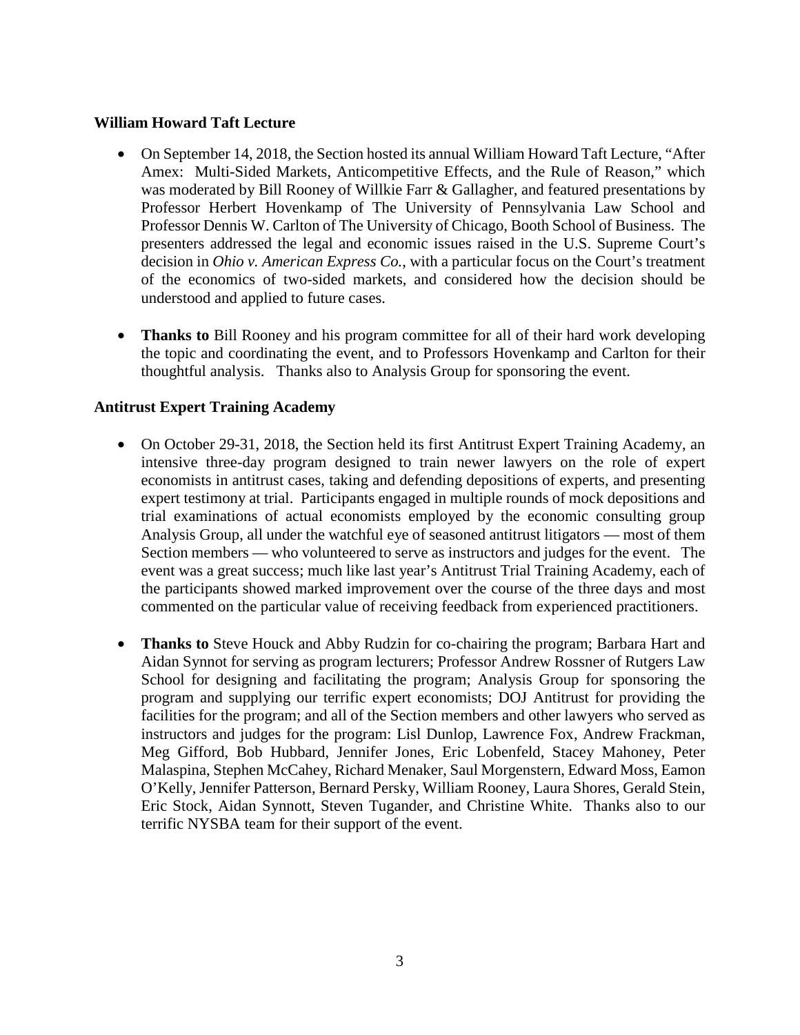**William Howard Taft Lecture**

- On September 14, 2018, the Section hosted its annual William Howard Taft Lecture, "After Amex: Multi-Sided Markets, Anticompetitive Effects, and the Rule of Reason," which was moderated by Bill Rooney of Willkie Farr & Gallagher, and featured presentations by Professor Herbert Hovenkamp of The University of Pennsylvania Law School and Professor Dennis W. Carlton of The University of Chicago, Booth School of Business. The presenters addressed the legal and economic issues raised in the U.S. Supreme Court's decision in *Ohio v. American Express Co.*, with a particular focus on the Court's treatment of the economics of two-sided markets, and considered how the decision should be understood and applied to future cases.

- **Thanks to** Bill Rooney and his program committee for all of their hard work developing the topic and coordinating the event, and to Professors Hovenkamp and Carlton for their thoughtful analysis. Thanks also to Analysis Group for sponsoring the event.

**Antitrust Expert Training Academy**

- On October 29-31, 2018, the Section held its first Antitrust Expert Training Academy, an intensive three-day program designed to train newer lawyers on the role of expert economists in antitrust cases, taking and defending depositions of experts, and presenting expert testimony at trial. Participants engaged in multiple rounds of mock depositions and trial examinations of actual economists employed by the economic consulting group Analysis Group, all under the watchful eye of seasoned antitrust litigators — most of them Section members — who volunteered to serve as instructors and judges for the event. The event was a great success; much like last year's Antitrust Trial Training Academy, each of the participants showed marked improvement over the course of the three days and most commented on the particular value of receiving feedback from experienced practitioners.

- **Thanks to** Steve Houck and Abby Rudzin for co-chairing the program; Barbara Hart and Aidan Synnot for serving as program lecturers; Professor Andrew Rossner of Rutgers Law School for designing and facilitating the program; Analysis Group for sponsoring the program and supplying our terrific expert economists; DOJ Antitrust for providing the facilities for the program; and all of the Section members and other lawyers who served as instructors and judges for the program: Lisl Dunlop, Lawrence Fox, Andrew Frackman, Meg Gifford, Bob Hubbard, Jennifer Jones, Eric Lobenfeld, Stacey Mahoney, Peter Malaspina, Stephen McCahey, Richard Menaker, Saul Morgenstern, Edward Moss, Eamon O'Kelly, Jennifer Patterson, Bernard Persky, William Rooney, Laura Shores, Gerald Stein, Eric Stock, Aidan Synnott, Steven Tugander, and Christine White. Thanks also to our terrific NYSBA team for their support of the event.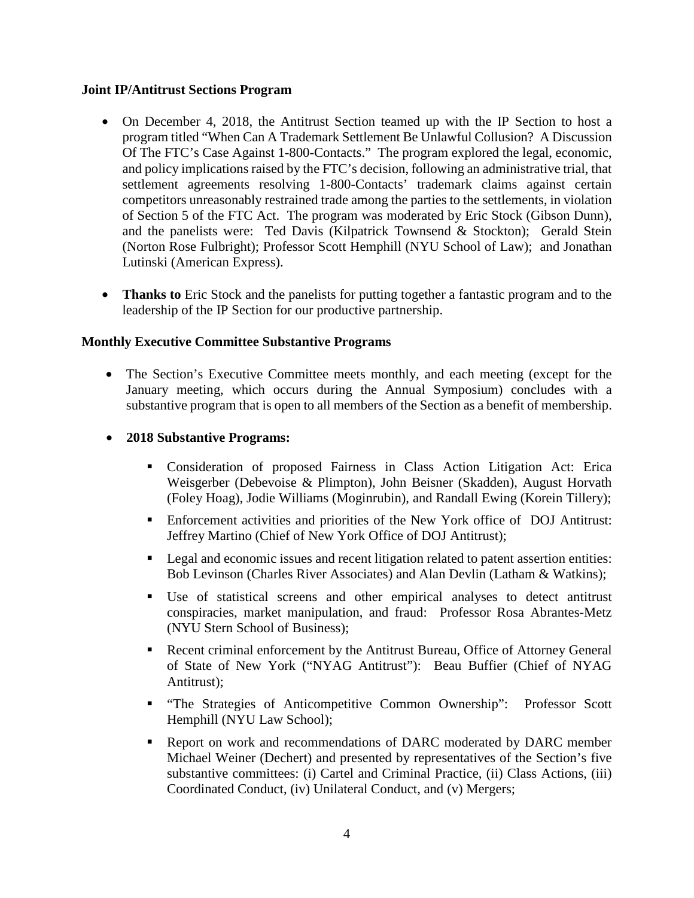**Joint IP/Antitrust Sections Program**

- On December 4, 2018, the Antitrust Section teamed up with the IP Section to host a program titled "When Can A Trademark Settlement Be Unlawful Collusion? A Discussion Of The FTC's Case Against 1-800-Contacts." The program explored the legal, economic, and policy implications raised by the FTC's decision, following an administrative trial, that settlement agreements resolving 1-800-Contacts' trademark claims against certain competitors unreasonably restrained trade among the parties to the settlements, in violation of Section 5 of the FTC Act. The program was moderated by Eric Stock (Gibson Dunn), and the panelists were: Ted Davis (Kilpatrick Townsend & Stockton); Gerald Stein (Norton Rose Fulbright); Professor Scott Hemphill (NYU School of Law); and Jonathan Lutinski (American Express).

- **Thanks to** Eric Stock and the panelists for putting together a fantastic program and to the leadership of the IP Section for our productive partnership.

**Monthly Executive Committee Substantive Programs**

- The Section's Executive Committee meets monthly, and each meeting (except for the January meeting, which occurs during the Annual Symposium) concludes with a substantive program that is open to all members of the Section as a benefit of membership.

- **2018 Substantive Programs:**
  - Consideration of proposed Fairness in Class Action Litigation Act: Erica Weisgerber (Debevoise & Plimpton), John Beisner (Skadden), August Horvath (Foley Hoag), Jodie Williams (Moginrubin), and Randall Ewing (Korein Tillery);
  - Enforcement activities and priorities of the New York office of DOJ Antitrust: Jeffrey Martino (Chief of New York Office of DOJ Antitrust);
  - Legal and economic issues and recent litigation related to patent assertion entities: Bob Levinson (Charles River Associates) and Alan Devlin (Latham & Watkins);
  - Use of statistical screens and other empirical analyses to detect antitrust conspiracies, market manipulation, and fraud: Professor Rosa Abrantes-Metz (NYU Stern School of Business);
  - Recent criminal enforcement by the Antitrust Bureau, Office of Attorney General of State of New York ("NYAG Antitrust"): Beau Buffier (Chief of NYAG Antitrust);
  - "The Strategies of Anticompetitive Common Ownership": Professor Scott Hemphill (NYU Law School);
  - Report on work and recommendations of DARC moderated by DARC member Michael Weiner (Dechert) and presented by representatives of the Section's five substantive committees: (i) Cartel and Criminal Practice, (ii) Class Actions, (iii) Coordinated Conduct, (iv) Unilateral Conduct, and (v) Mergers;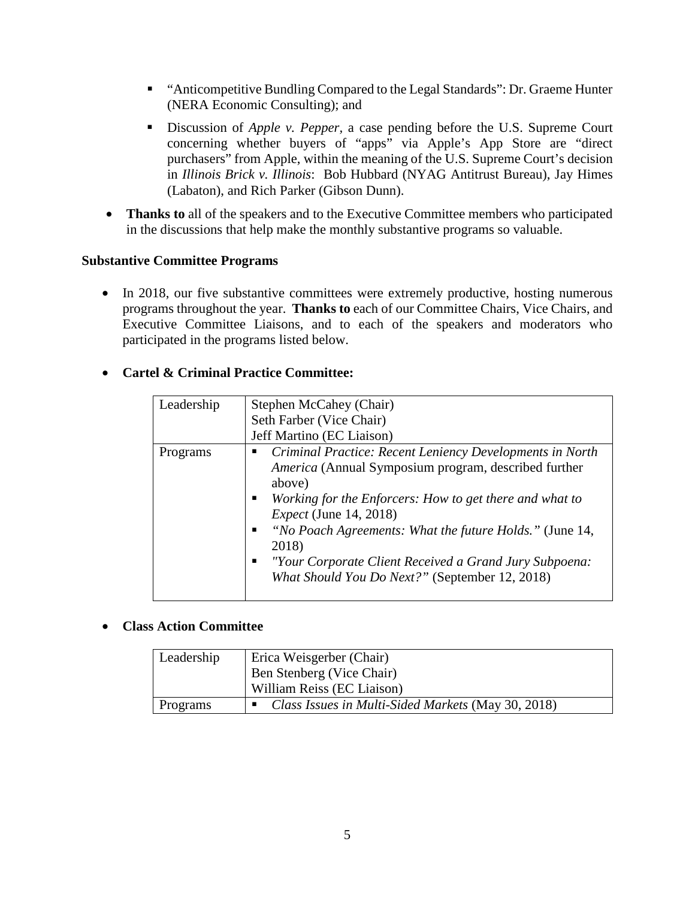- "Anticompetitive Bundling Compared to the Legal Standards": Dr. Graeme Hunter (NERA Economic Consulting); and
- Discussion of *Apple v. Pepper*, a case pending before the U.S. Supreme Court concerning whether buyers of "apps" via Apple's App Store are "direct purchasers" from Apple, within the meaning of the U.S. Supreme Court's decision in *Illinois Brick v. Illinois*: Bob Hubbard (NYAG Antitrust Bureau), Jay Himes (Labaton), and Rich Parker (Gibson Dunn).

- **Thanks to** all of the speakers and to the Executive Committee members who participated in the discussions that help make the monthly substantive programs so valuable.

**Substantive Committee Programs**

- In 2018, our five substantive committees were extremely productive, hosting numerous programs throughout the year. **Thanks to** each of our Committee Chairs, Vice Chairs, and Executive Committee Liaisons, and to each of the speakers and moderators who participated in the programs listed below.

- **Cartel & Criminal Practice Committee:**

| Leadership | Stephen McCahey (Chair)<br>Seth Farber (Vice Chair)<br>Jeff Martino (EC Liaison) |
|---|---|
| Programs | ▪ *Criminal Practice: Recent Leniency Developments in North America* (Annual Symposium program, described further above)<br>▪ *Working for the Enforcers: How to get there and what to Expect* (June 14, 2018)<br>▪ *"No Poach Agreements: What the future Holds."* (June 14, 2018)<br>▪ *"Your Corporate Client Received a Grand Jury Subpoena: What Should You Do Next?"* (September 12, 2018) |

- **Class Action Committee**

| Leadership | Erica Weisgerber (Chair)<br>Ben Stenberg (Vice Chair)<br>William Reiss (EC Liaison) |
|---|---|
| Programs | ▪ *Class Issues in Multi-Sided Markets* (May 30, 2018) |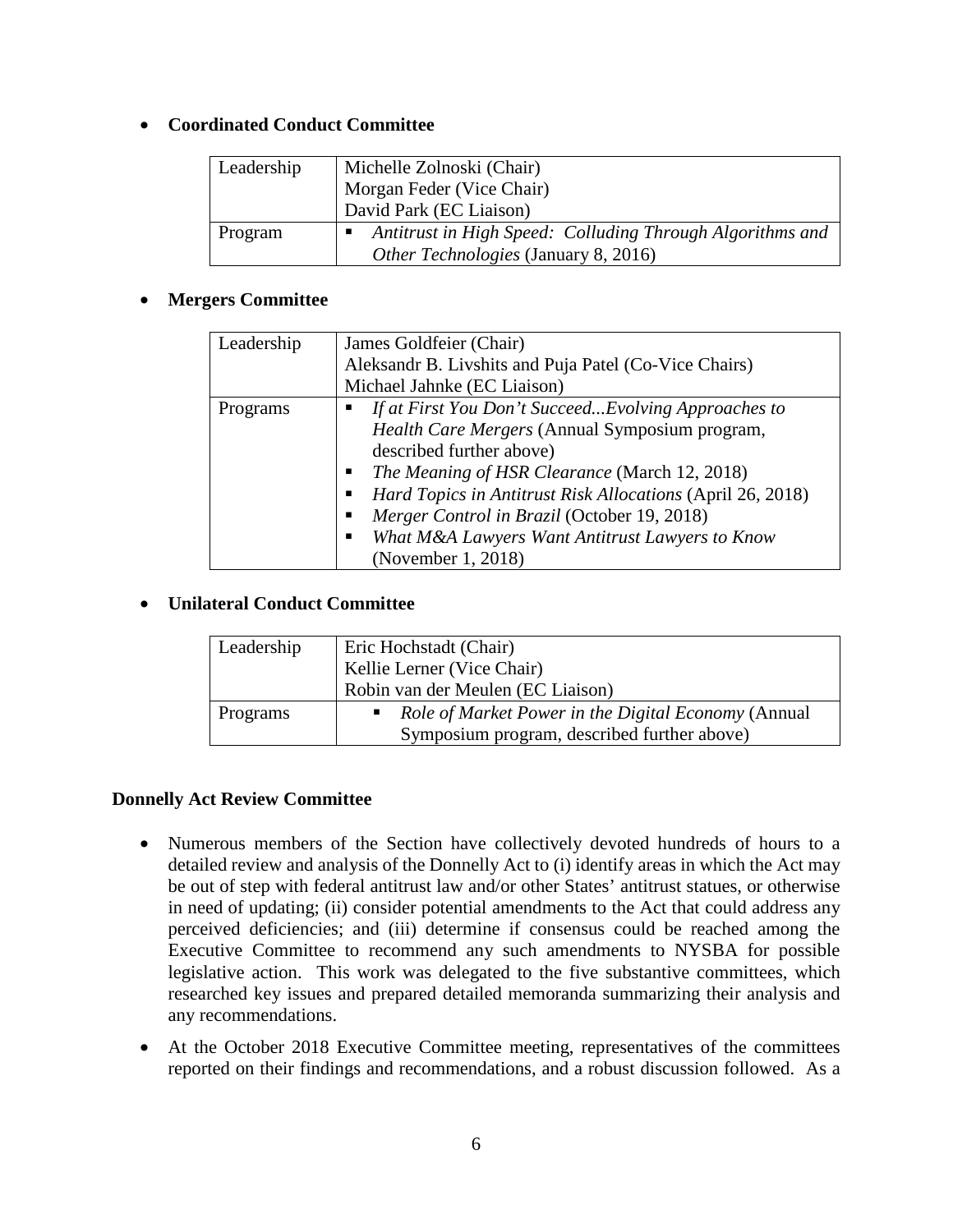- **Coordinated Conduct Committee**

| Leadership | Michelle Zolnoski (Chair)<br>Morgan Feder (Vice Chair)<br>David Park (EC Liaison) |
|---|---|
| Program | ▪ *Antitrust in High Speed: Colluding Through Algorithms and Other Technologies* (January 8, 2016) |

- **Mergers Committee**

| Leadership | James Goldfeier (Chair)<br>Aleksandr B. Livshits and Puja Patel (Co-Vice Chairs)<br>Michael Jahnke (EC Liaison) |
|---|---|
| Programs | ▪ *If at First You Don't Succeed...Evolving Approaches to Health Care Mergers* (Annual Symposium program, described further above)<br>▪ *The Meaning of HSR Clearance* (March 12, 2018)<br>▪ *Hard Topics in Antitrust Risk Allocations* (April 26, 2018)<br>▪ *Merger Control in Brazil* (October 19, 2018)<br>▪ *What M&A Lawyers Want Antitrust Lawyers to Know* (November 1, 2018) |

- **Unilateral Conduct Committee**

| Leadership | Eric Hochstadt (Chair)<br>Kellie Lerner (Vice Chair)<br>Robin van der Meulen (EC Liaison) |
|---|---|
| Programs | ▪ *Role of Market Power in the Digital Economy* (Annual Symposium program, described further above) |

**Donnelly Act Review Committee**

- Numerous members of the Section have collectively devoted hundreds of hours to a detailed review and analysis of the Donnelly Act to (i) identify areas in which the Act may be out of step with federal antitrust law and/or other States' antitrust statues, or otherwise in need of updating; (ii) consider potential amendments to the Act that could address any perceived deficiencies; and (iii) determine if consensus could be reached among the Executive Committee to recommend any such amendments to NYSBA for possible legislative action. This work was delegated to the five substantive committees, which researched key issues and prepared detailed memoranda summarizing their analysis and any recommendations.
- At the October 2018 Executive Committee meeting, representatives of the committees reported on their findings and recommendations, and a robust discussion followed. As a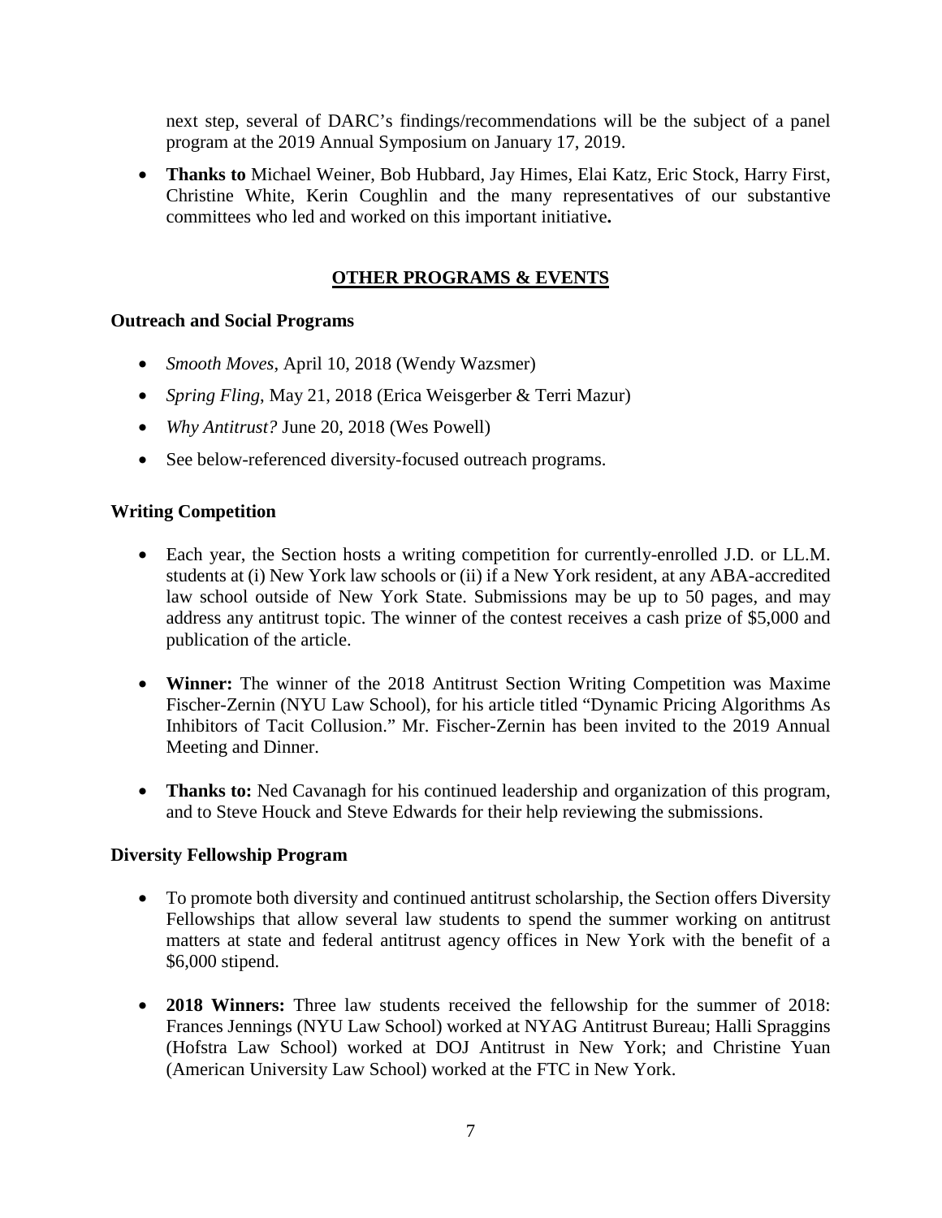next step, several of DARC's findings/recommendations will be the subject of a panel program at the 2019 Annual Symposium on January 17, 2019.

- **Thanks to** Michael Weiner, Bob Hubbard, Jay Himes, Elai Katz, Eric Stock, Harry First, Christine White, Kerin Coughlin and the many representatives of our substantive committees who led and worked on this important initiative**.**

## OTHER PROGRAMS & EVENTS

### Outreach and Social Programs

- *Smooth Moves*, April 10, 2018 (Wendy Wazsmer)
- *Spring Fling*, May 21, 2018 (Erica Weisgerber & Terri Mazur)
- *Why Antitrust?* June 20, 2018 (Wes Powell)
- See below-referenced diversity-focused outreach programs.

### Writing Competition

- Each year, the Section hosts a writing competition for currently-enrolled J.D. or LL.M. students at (i) New York law schools or (ii) if a New York resident, at any ABA-accredited law school outside of New York State. Submissions may be up to 50 pages, and may address any antitrust topic. The winner of the contest receives a cash prize of $5,000 and publication of the article.
- **Winner:** The winner of the 2018 Antitrust Section Writing Competition was Maxime Fischer-Zernin (NYU Law School), for his article titled "Dynamic Pricing Algorithms As Inhibitors of Tacit Collusion." Mr. Fischer-Zernin has been invited to the 2019 Annual Meeting and Dinner.
- **Thanks to:** Ned Cavanagh for his continued leadership and organization of this program, and to Steve Houck and Steve Edwards for their help reviewing the submissions.

### Diversity Fellowship Program

- To promote both diversity and continued antitrust scholarship, the Section offers Diversity Fellowships that allow several law students to spend the summer working on antitrust matters at state and federal antitrust agency offices in New York with the benefit of a $6,000 stipend.
- **2018 Winners:** Three law students received the fellowship for the summer of 2018: Frances Jennings (NYU Law School) worked at NYAG Antitrust Bureau; Halli Spraggins (Hofstra Law School) worked at DOJ Antitrust in New York; and Christine Yuan (American University Law School) worked at the FTC in New York.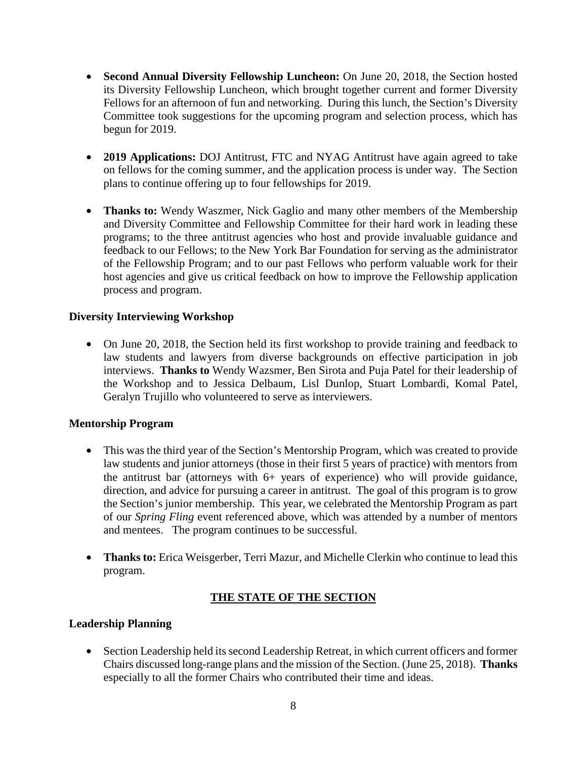- **Second Annual Diversity Fellowship Luncheon:** On June 20, 2018, the Section hosted its Diversity Fellowship Luncheon, which brought together current and former Diversity Fellows for an afternoon of fun and networking. During this lunch, the Section's Diversity Committee took suggestions for the upcoming program and selection process, which has begun for 2019.

- **2019 Applications:** DOJ Antitrust, FTC and NYAG Antitrust have again agreed to take on fellows for the coming summer, and the application process is under way. The Section plans to continue offering up to four fellowships for 2019.

- **Thanks to:** Wendy Waszmer, Nick Gaglio and many other members of the Membership and Diversity Committee and Fellowship Committee for their hard work in leading these programs; to the three antitrust agencies who host and provide invaluable guidance and feedback to our Fellows; to the New York Bar Foundation for serving as the administrator of the Fellowship Program; and to our past Fellows who perform valuable work for their host agencies and give us critical feedback on how to improve the Fellowship application process and program.

### Diversity Interviewing Workshop

- On June 20, 2018, the Section held its first workshop to provide training and feedback to law students and lawyers from diverse backgrounds on effective participation in job interviews. **Thanks to** Wendy Wazsmer, Ben Sirota and Puja Patel for their leadership of the Workshop and to Jessica Delbaum, Lisl Dunlop, Stuart Lombardi, Komal Patel, Geralyn Trujillo who volunteered to serve as interviewers.

### Mentorship Program

- This was the third year of the Section's Mentorship Program, which was created to provide law students and junior attorneys (those in their first 5 years of practice) with mentors from the antitrust bar (attorneys with 6+ years of experience) who will provide guidance, direction, and advice for pursuing a career in antitrust. The goal of this program is to grow the Section's junior membership. This year, we celebrated the Mentorship Program as part of our *Spring Fling* event referenced above, which was attended by a number of mentors and mentees. The program continues to be successful.

- **Thanks to:** Erica Weisgerber, Terri Mazur, and Michelle Clerkin who continue to lead this program.

## THE STATE OF THE SECTION

### Leadership Planning

- Section Leadership held its second Leadership Retreat, in which current officers and former Chairs discussed long-range plans and the mission of the Section. (June 25, 2018). **Thanks** especially to all the former Chairs who contributed their time and ideas.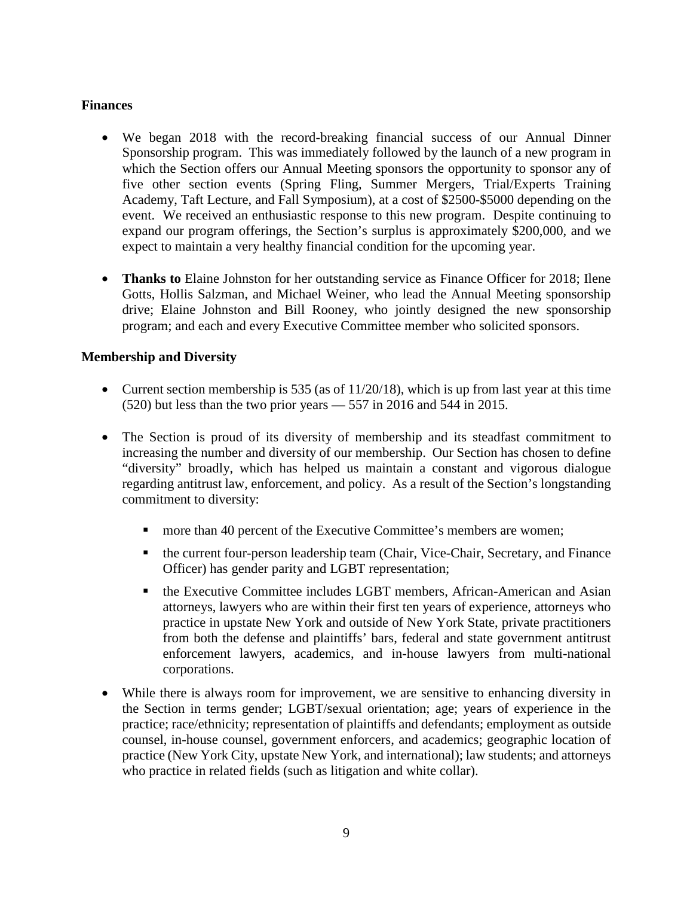**Finances**

- We began 2018 with the record-breaking financial success of our Annual Dinner Sponsorship program. This was immediately followed by the launch of a new program in which the Section offers our Annual Meeting sponsors the opportunity to sponsor any of five other section events (Spring Fling, Summer Mergers, Trial/Experts Training Academy, Taft Lecture, and Fall Symposium), at a cost of $2500-$5000 depending on the event. We received an enthusiastic response to this new program. Despite continuing to expand our program offerings, the Section's surplus is approximately $200,000, and we expect to maintain a very healthy financial condition for the upcoming year.

- **Thanks to** Elaine Johnston for her outstanding service as Finance Officer for 2018; Ilene Gotts, Hollis Salzman, and Michael Weiner, who lead the Annual Meeting sponsorship drive; Elaine Johnston and Bill Rooney, who jointly designed the new sponsorship program; and each and every Executive Committee member who solicited sponsors.

**Membership and Diversity**

- Current section membership is 535 (as of 11/20/18), which is up from last year at this time (520) but less than the two prior years — 557 in 2016 and 544 in 2015.

- The Section is proud of its diversity of membership and its steadfast commitment to increasing the number and diversity of our membership. Our Section has chosen to define "diversity" broadly, which has helped us maintain a constant and vigorous dialogue regarding antitrust law, enforcement, and policy. As a result of the Section's longstanding commitment to diversity:
  - more than 40 percent of the Executive Committee's members are women;
  - the current four-person leadership team (Chair, Vice-Chair, Secretary, and Finance Officer) has gender parity and LGBT representation;
  - the Executive Committee includes LGBT members, African-American and Asian attorneys, lawyers who are within their first ten years of experience, attorneys who practice in upstate New York and outside of New York State, private practitioners from both the defense and plaintiffs' bars, federal and state government antitrust enforcement lawyers, academics, and in-house lawyers from multi-national corporations.

- While there is always room for improvement, we are sensitive to enhancing diversity in the Section in terms gender; LGBT/sexual orientation; age; years of experience in the practice; race/ethnicity; representation of plaintiffs and defendants; employment as outside counsel, in-house counsel, government enforcers, and academics; geographic location of practice (New York City, upstate New York, and international); law students; and attorneys who practice in related fields (such as litigation and white collar).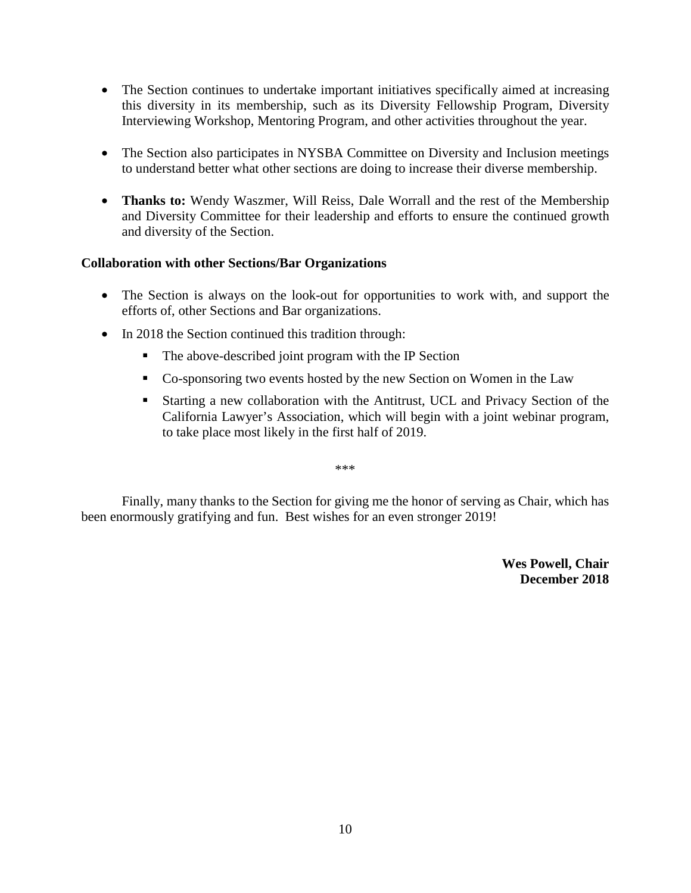- The Section continues to undertake important initiatives specifically aimed at increasing this diversity in its membership, such as its Diversity Fellowship Program, Diversity Interviewing Workshop, Mentoring Program, and other activities throughout the year.

- The Section also participates in NYSBA Committee on Diversity and Inclusion meetings to understand better what other sections are doing to increase their diverse membership.

- **Thanks to:** Wendy Waszmer, Will Reiss, Dale Worrall and the rest of the Membership and Diversity Committee for their leadership and efforts to ensure the continued growth and diversity of the Section.

**Collaboration with other Sections/Bar Organizations**

- The Section is always on the look-out for opportunities to work with, and support the efforts of, other Sections and Bar organizations.
- In 2018 the Section continued this tradition through:
  - The above-described joint program with the IP Section
  - Co-sponsoring two events hosted by the new Section on Women in the Law
  - Starting a new collaboration with the Antitrust, UCL and Privacy Section of the California Lawyer's Association, which will begin with a joint webinar program, to take place most likely in the first half of 2019.

***

Finally, many thanks to the Section for giving me the honor of serving as Chair, which has been enormously gratifying and fun. Best wishes for an even stronger 2019!

**Wes Powell, Chair**
**December 2018**